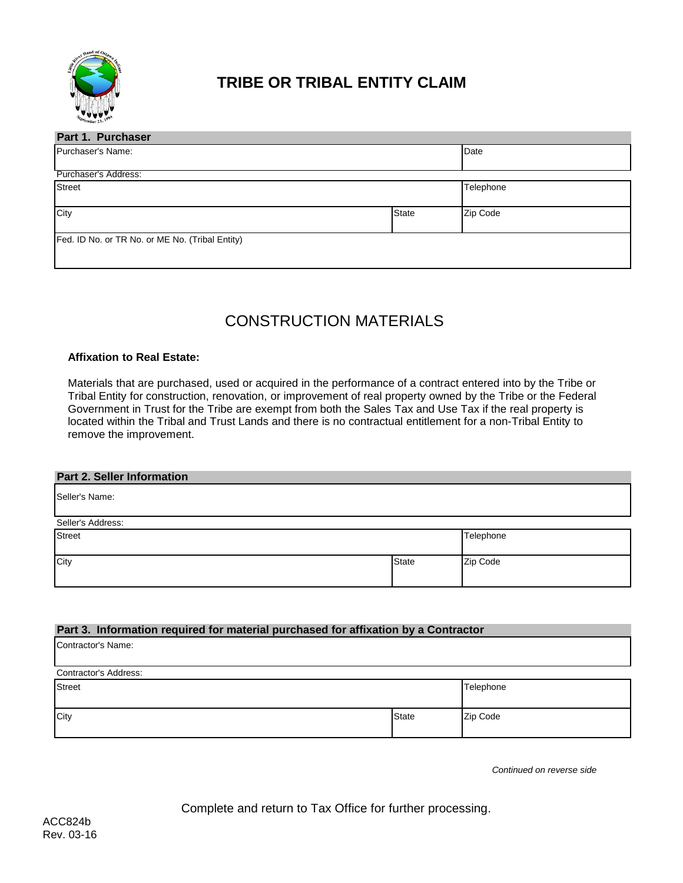# TRIBE OR TRIBAL ENTITY CLAIM

| Part 1. Purchaser | | |
|---|---|---|
| Purchaser's Name: | | Date |
| Purchaser's Address: | | |
| Street | | Telephone |
| City | State | Zip Code |
| Fed. ID No. or TR No. or ME No. (Tribal Entity) | | |

## CONSTRUCTION MATERIALS

**Affixation to Real Estate:**

Materials that are purchased, used or acquired in the performance of a contract entered into by the Tribe or Tribal Entity for construction, renovation, or improvement of real property owned by the Tribe or the Federal Government in Trust for the Tribe are exempt from both the Sales Tax and Use Tax if the real property is located within the Tribal and Trust Lands and there is no contractual entitlement for a non-Tribal Entity to remove the improvement.

| Part 2. Seller Information | | |
|---|---|---|
| Seller's Name: | | |
| Seller's Address: | | |
| Street | | Telephone |
| City | State | Zip Code |

| Part 3. Information required for material purchased for affixation by a Contractor | | |
|---|---|---|
| Contractor's Name: | | |
| Contractor's Address: | | |
| Street | | Telephone |
| City | State | Zip Code |

*Continued on reverse side*

Complete and return to Tax Office for further processing.

ACC824b
Rev. 03-16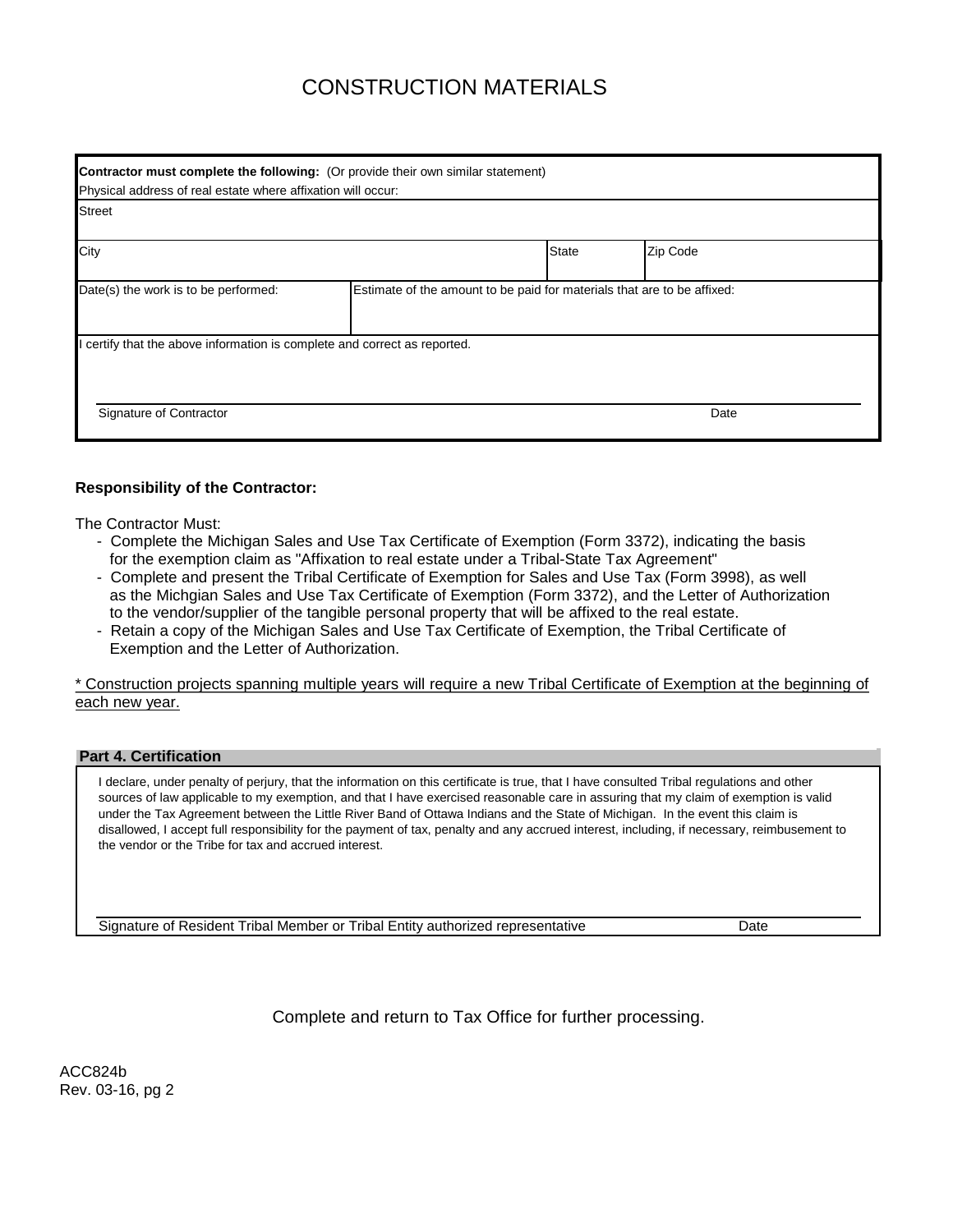# CONSTRUCTION MATERIALS

**Contractor must complete the following:** (Or provide their own similar statement)

Physical address of real estate where affixation will occur:

| | | | |
|---|---|---|---|
| Street | | | |
| City | | State | Zip Code |
| Date(s) the work is to be performed: | Estimate of the amount to be paid for materials that are to be affixed: | | |

I certify that the above information is complete and correct as reported.

Signature of Contractor    Date

**Responsibility of the Contractor:**

The Contractor Must:

- Complete the Michigan Sales and Use Tax Certificate of Exemption (Form 3372), indicating the basis for the exemption claim as "Affixation to real estate under a Tribal-State Tax Agreement"
- Complete and present the Tribal Certificate of Exemption for Sales and Use Tax (Form 3998), as well as the Michgian Sales and Use Tax Certificate of Exemption (Form 3372), and the Letter of Authorization to the vendor/supplier of the tangible personal property that will be affixed to the real estate.
- Retain a copy of the Michigan Sales and Use Tax Certificate of Exemption, the Tribal Certificate of Exemption and the Letter of Authorization.

<u>* Construction projects spanning multiple years will require a new Tribal Certificate of Exemption at the beginning of each new year.</u>

**Part 4. Certification**

I declare, under penalty of perjury, that the information on this certificate is true, that I have consulted Tribal regulations and other sources of law applicable to my exemption, and that I have exercised reasonable care in assuring that my claim of exemption is valid under the Tax Agreement between the Little River Band of Ottawa Indians and the State of Michigan. In the event this claim is disallowed, I accept full responsibility for the payment of tax, penalty and any accrued interest, including, if necessary, reimbusement to the vendor or the Tribe for tax and accrued interest.

Signature of Resident Tribal Member or Tribal Entity authorized representative    Date

Complete and return to Tax Office for further processing.

ACC824b
Rev. 03-16, pg 2